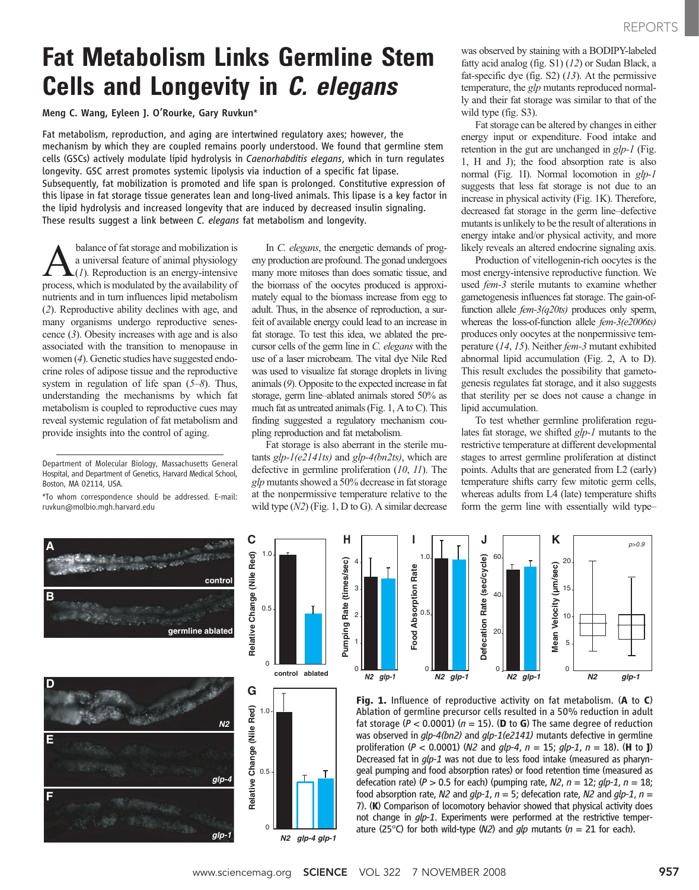# Fat Metabolism Links Germline Stem Cells and Longevity in *C. elegans*

**Meng C. Wang, Eyleen J. O'Rourke, Gary Ruvkun***

Fat metabolism, reproduction, and aging are intertwined regulatory axes; however, the mechanism by which they are coupled remains poorly understood. We found that germline stem cells (GSCs) actively modulate lipid hydrolysis in *Caenorhabditis elegans*, which in turn regulates longevity. GSC arrest promotes systemic lipolysis via induction of a specific fat lipase. Subsequently, fat mobilization is promoted and life span is prolonged. Constitutive expression of this lipase in fat storage tissue generates lean and long-lived animals. This lipase is a key factor in the lipid hydrolysis and increased longevity that are induced by decreased insulin signaling. These results suggest a link between *C. elegans* fat metabolism and longevity.

A balance of fat storage and mobilization is a universal feature of animal physiology (*1*). Reproduction is an energy-intensive process, which is modulated by the availability of nutrients and in turn influences lipid metabolism (*2*). Reproductive ability declines with age, and many organisms undergo reproductive senescence (*3*). Obesity increases with age and is also associated with the transition to menopause in women (*4*). Genetic studies have suggested endocrine roles of adipose tissue and the reproductive system in regulation of life span (*5*–*8*). Thus, understanding the mechanisms by which fat metabolism is coupled to reproductive cues may reveal systemic regulation of fat metabolism and provide insights into the control of aging.

Department of Molecular Biology, Massachusetts General Hospital, and Department of Genetics, Harvard Medical School, Boston, MA 02114, USA.

*To whom correspondence should be addressed. E-mail: ruvkun@molbio.mgh.harvard.edu

In *C. elegans*, the energetic demands of progeny production are profound. The gonad undergoes many more mitoses than does somatic tissue, and the biomass of the oocytes produced is approximately equal to the biomass increase from egg to adult. Thus, in the absence of reproduction, a surfeit of available energy could lead to an increase in fat storage. To test this idea, we ablated the precursor cells of the germ line in *C. elegans* with the use of a laser microbeam. The vital dye Nile Red was used to visualize fat storage droplets in living animals (*9*). Opposite to the expected increase in fat storage, germ line–ablated animals stored 50% as much fat as untreated animals (Fig. 1, A to C). This finding suggested a regulatory mechanism coupling reproduction and fat metabolism.

Fat storage is also aberrant in the sterile mutants *glp-1(e2141ts)* and *glp-4(bn2ts)*, which are defective in germline proliferation (*10*, *11*). The *glp* mutants showed a 50% decrease in fat storage at the nonpermissive temperature relative to the wild type (*N2*) (Fig. 1, D to G). A similar decrease was observed by staining with a BODIPY-labeled fatty acid analog (fig. S1) (*12*) or Sudan Black, a fat-specific dye (fig. S2) (*13*). At the permissive temperature, the *glp* mutants reproduced normally and their fat storage was similar to that of the wild type (fig. S3).

Fat storage can be altered by changes in either energy input or expenditure. Food intake and retention in the gut are unchanged in *glp-1* (Fig. 1, H and J); the food absorption rate is also normal (Fig. 1I). Normal locomotion in *glp-1* suggests that less fat storage is not due to an increase in physical activity (Fig. 1K). Therefore, decreased fat storage in the germ line–defective mutants is unlikely to be the result of alterations in energy intake and/or physical activity, and more likely reveals an altered endocrine signaling axis.

Production of vitellogenin-rich oocytes is the most energy-intensive reproductive function. We used *fem-3* sterile mutants to examine whether gametogenesis influences fat storage. The gain-of-function allele *fem-3(q20ts)* produces only sperm, whereas the loss-of-function allele *fem-3(e2006ts)* produces only oocytes at the nonpermissive temperature (*14*, *15*). Neither *fem-3* mutant exhibited abnormal lipid accumulation (Fig. 2, A to D). This result excludes the possibility that gametogenesis regulates fat storage, and it also suggests that sterility per se does not cause a change in lipid accumulation.

To test whether germline proliferation regulates fat storage, we shifted *glp-1* mutants to the restrictive temperature at different developmental stages to arrest germline proliferation at distinct points. Adults that are generated from L2 (early) temperature shifts carry few mitotic germ cells, whereas adults from L4 (late) temperature shifts form the germ line with essentially wild type–

**Fig. 1.** Influence of reproductive activity on fat metabolism. (**A** to **C**) Ablation of germline precursor cells resulted in a 50% reduction in adult fat storage ($P < 0.0001$) ($n = 15$). (**D** to **G**) The same degree of reduction was observed in *glp-4(bn2)* and *glp-1(e2141)* mutants defective in germline proliferation ($P < 0.0001$) (*N2* and *glp-4*, $n = 15$; *glp-1*, $n = 18$). (**H** to **J**) Decreased fat in *glp-1* was not due to less food intake (measured as pharyngeal pumping and food absorption rates) or food retention time (measured as defecation rate) ($P > 0.5$ for each) (pumping rate, *N2*, $n = 12$; *glp-1*, $n = 18$; food absorption rate, *N2* and *glp-1*, $n = 5$; defecation rate, *N2* and *glp-1*, $n = 7$). (**K**) Comparison of locomotory behavior showed that physical activity does not change in *glp-1*. Experiments were performed at the restrictive temperature (25°C) for both wild-type (*N2*) and *glp* mutants ($n = 21$ for each).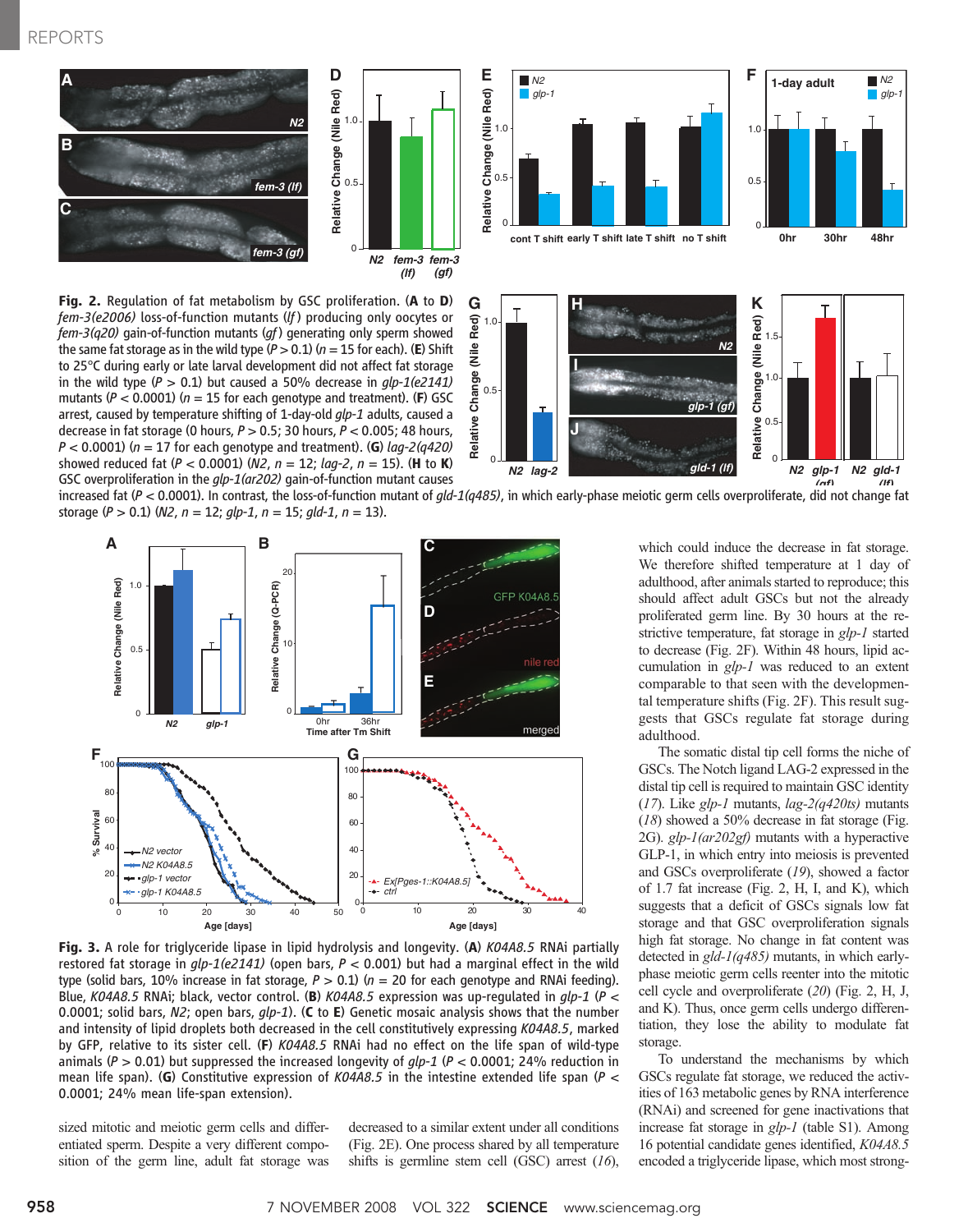**Fig. 2.** Regulation of fat metabolism by GSC proliferation. (**A** to **D**) *fem-3(e2006)* loss-of-function mutants (*lf*) producing only oocytes or *fem-3(q20)* gain-of-function mutants (*gf*) generating only sperm showed the same fat storage as in the wild type ($P > 0.1$) ($n = 15$ for each). (**E**) Shift to 25°C during early or late larval development did not affect fat storage in the wild type ($P > 0.1$) but caused a 50% decrease in *glp-1(e2141)* mutants ($P < 0.0001$) ($n = 15$ for each genotype and treatment). (**F**) GSC arrest, caused by temperature shifting of 1-day-old *glp-1* adults, caused a decrease in fat storage (0 hours, $P > 0.5$; 30 hours, $P < 0.005$; 48 hours, $P < 0.0001$) ($n = 17$ for each genotype and treatment). (**G**) *lag-2(q420)* showed reduced fat ($P < 0.0001$) (*N2*, $n = 12$; *lag-2*, $n = 15$). (**H** to **K**) GSC overproliferation in the *glp-1(ar202)* gain-of-function mutant causes increased fat ($P < 0.0001$). In contrast, the loss-of-function mutant of *gld-1(q485)*, in which early-phase meiotic germ cells overproliferate, did not change fat storage ($P > 0.1$) (*N2*, $n = 12$; *glp-1*, $n = 15$; *gld-1*, $n = 13$).

**Fig. 3.** A role for triglyceride lipase in lipid hydrolysis and longevity. (**A**) *K04A8.5* RNAi partially restored fat storage in *glp-1(e2141)* (open bars, $P < 0.001$) but had a marginal effect in the wild type (solid bars, 10% increase in fat storage, $P > 0.1$) ($n = 20$ for each genotype and RNAi feeding). Blue, *K04A8.5* RNAi; black, vector control. (**B**) *K04A8.5* expression was up-regulated in *glp-1* ($P < 0.0001$; solid bars, *N2*; open bars, *glp-1*). (**C** to **E**) Genetic mosaic analysis shows that the number and intensity of lipid droplets both decreased in the cell constitutively expressing *K04A8.5*, marked by GFP, relative to its sister cell. (**F**) *K04A8.5* RNAi had no effect on the life span of wild-type animals ($P > 0.01$) but suppressed the increased longevity of *glp-1* ($P < 0.0001$; 24% reduction in mean life span). (**G**) Constitutive expression of *K04A8.5* in the intestine extended life span ($P < 0.0001$; 24% mean life-span extension).

sized mitotic and meiotic germ cells and differentiated sperm. Despite a very different composition of the germ line, adult fat storage was decreased to a similar extent under all conditions (Fig. 2E). One process shared by all temperature shifts is germline stem cell (GSC) arrest (*16*), which could induce the decrease in fat storage. We therefore shifted temperature at 1 day of adulthood, after animals started to reproduce; this should affect adult GSCs but not the already proliferated germ line. By 30 hours at the restrictive temperature, fat storage in *glp-1* started to decrease (Fig. 2F). Within 48 hours, lipid accumulation in *glp-1* was reduced to an extent comparable to that seen with the developmental temperature shifts (Fig. 2F). This result suggests that GSCs regulate fat storage during adulthood.

The somatic distal tip cell forms the niche of GSCs. The Notch ligand LAG-2 expressed in the distal tip cell is required to maintain GSC identity (*17*). Like *glp-1* mutants, *lag-2(q420ts)* mutants (*18*) showed a 50% decrease in fat storage (Fig. 2G). *glp-1(ar202gf)* mutants with a hyperactive GLP-1, in which entry into meiosis is prevented and GSCs overproliferate (*19*), showed a factor of 1.7 fat increase (Fig. 2, H, I, and K), which suggests that a deficit of GSCs signals low fat storage and that GSC overproliferation signals high fat storage. No change in fat content was detected in *gld-1(q485)* mutants, in which early-phase meiotic germ cells reenter into the mitotic cell cycle and overproliferate (*20*) (Fig. 2, H, J, and K). Thus, once germ cells undergo differentiation, they lose the ability to modulate fat storage.

To understand the mechanisms by which GSCs regulate fat storage, we reduced the activities of 163 metabolic genes by RNA interference (RNAi) and screened for gene inactivations that increase fat storage in *glp-1* (table S1). Among 16 potential candidate genes identified, *K04A8.5* encoded a triglyceride lipase, which most strong-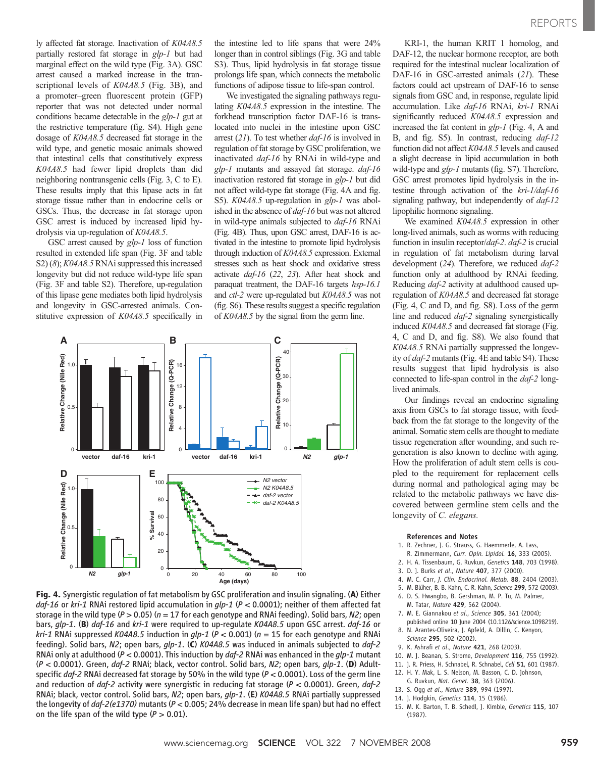ly affected fat storage. Inactivation of *K04A8.5* partially restored fat storage in *glp-1* but had marginal effect on the wild type (Fig. 3A). GSC arrest caused a marked increase in the transcriptional levels of *K04A8.5* (Fig. 3B), and a promoter–green fluorescent protein (GFP) reporter that was not detected under normal conditions became detectable in the *glp-1* gut at the restrictive temperature (fig. S4). High gene dosage of *K04A8.5* decreased fat storage in the wild type, and genetic mosaic animals showed that intestinal cells that constitutively express *K04A8.5* had fewer lipid droplets than did neighboring nontransgenic cells (Fig. 3, C to E). These results imply that this lipase acts in fat storage tissue rather than in endocrine cells or GSCs. Thus, the decrease in fat storage upon GSC arrest is induced by increased lipid hydrolysis via up-regulation of *K04A8.5*.

GSC arrest caused by *glp-1* loss of function resulted in extended life span (Fig. 3F and table S2) (8); *K04A8.5* RNAi suppressed this increased longevity but did not reduce wild-type life span (Fig. 3F and table S2). Therefore, up-regulation of this lipase gene mediates both lipid hydrolysis and longevity in GSC-arrested animals. Constitutive expression of *K04A8.5* specifically in the intestine led to life spans that were 24% longer than in control siblings (Fig. 3G and table S3). Thus, lipid hydrolysis in fat storage tissue prolongs life span, which connects the metabolic functions of adipose tissue to life-span control.

We investigated the signaling pathways regulating *K04A8.5* expression in the intestine. The forkhead transcription factor DAF-16 is translocated into nuclei in the intestine upon GSC arrest (21). To test whether *daf-16* is involved in regulation of fat storage by GSC proliferation, we inactivated *daf-16* by RNAi in wild-type and *glp-1* mutants and assayed fat storage. *daf-16* inactivation restored fat storage in *glp-1* but did not affect wild-type fat storage (Fig. 4A and fig. S5). *K04A8.5* up-regulation in *glp-1* was abolished in the absence of *daf-16* but was not altered in wild-type animals subjected to *daf-16* RNAi (Fig. 4B). Thus, upon GSC arrest, DAF-16 is activated in the intestine to promote lipid hydrolysis through induction of *K04A8.5* expression. External stresses such as heat shock and oxidative stress activate *daf-16* (22, 23). After heat shock and paraquat treatment, the DAF-16 targets *hsp-16.1* and *ctl-2* were up-regulated but *K04A8.5* was not (fig. S6). These results suggest a specific regulation of *K04A8.5* by the signal from the germ line.

KRI-1, the human KRIT 1 homolog, and DAF-12, the nuclear hormone receptor, are both required for the intestinal nuclear localization of DAF-16 in GSC-arrested animals (21). These factors could act upstream of DAF-16 to sense signals from GSC and, in response, regulate lipid accumulation. Like *daf-16* RNAi, *kri-1* RNAi significantly reduced *K04A8.5* expression and increased the fat content in *glp-1* (Fig. 4, A and B, and fig. S5). In contrast, reducing *daf-12* function did not affect *K04A8.5* levels and caused a slight decrease in lipid accumulation in both wild-type and *glp-1* mutants (fig. S7). Therefore, GSC arrest promotes lipid hydrolysis in the intestine through activation of the *kri-1/daf-16* signaling pathway, but independently of *daf-12* lipophilic hormone signaling.

We examined *K04A8.5* expression in other long-lived animals, such as worms with reducing function in insulin receptor/*daf-2*. *daf-2* is crucial in regulation of fat metabolism during larval development (24). Therefore, we reduced *daf-2* function only at adulthood by RNAi feeding. Reducing *daf-2* activity at adulthood caused up-regulation of *K04A8.5* and decreased fat storage (Fig. 4, C and D, and fig. S8). Loss of the germ line and reduced *daf-2* signaling synergistically induced *K04A8.5* and decreased fat storage (Fig. 4, C and D, and fig. S8). We also found that *K04A8.5* RNAi partially suppressed the longevity of *daf-2* mutants (Fig. 4E and table S4). These results suggest that lipid hydrolysis is also connected to life-span control in the *daf-2* long-lived animals.

Our findings reveal an endocrine signaling axis from GSCs to fat storage tissue, with feedback from the fat storage to the longevity of the animal. Somatic stem cells are thought to mediate tissue regeneration after wounding, and such regeneration is also known to decline with aging. How the proliferation of adult stem cells is coupled to the requirement for replacement cells during normal and pathological aging may be related to the metabolic pathways we have discovered between germline stem cells and the longevity of *C. elegans.*

**Fig. 4.** Synergistic regulation of fat metabolism by GSC proliferation and insulin signaling. (**A**) Either *daf-16* or *kri-1* RNAi restored lipid accumulation in *glp-1* ($P < 0.0001$); neither of them affected fat storage in the wild type ($P > 0.05$) ($n = 17$ for each genotype and RNAi feeding). Solid bars, *N2*; open bars, *glp-1*. (**B**) *daf-16* and *kri-1* were required to up-regulate *K04A8.5* upon GSC arrest. *daf-16* or *kri-1* RNAi suppressed *K04A8.5* induction in *glp-1* ($P < 0.001$) ($n = 15$ for each genotype and RNAi feeding). Solid bars, *N2*; open bars, *glp-1*. (**C**) *K04A8.5* was induced in animals subjected to *daf-2* RNAi only at adulthood ($P < 0.0001$). This induction by *daf-2* RNAi was enhanced in the *glp-1* mutant ($P < 0.0001$). Green, *daf-2* RNAi; black, vector control. Solid bars, *N2*; open bars, *glp-1*. (**D**) Adult-specific *daf-2* RNAi decreased fat storage by 50% in the wild type ($P < 0.0001$). Loss of the germ line and reduction of *daf-2* activity were synergistic in reducing fat storage ($P < 0.0001$). Green, *daf-2* RNAi; black, vector control. Solid bars, *N2*; open bars, *glp-1*. (**E**) *K04A8.5* RNAi partially suppressed the longevity of *daf-2(e1370)* mutants ($P < 0.005$; 24% decrease in mean life span) but had no effect on the life span of the wild type ($P > 0.01$).

## References and Notes

1. R. Zechner, J. G. Strauss, G. Haemmerle, A. Lass, R. Zimmermann, *Curr. Opin. Lipidol.* **16**, 333 (2005).
2. H. A. Tissenbaum, G. Ruvkun, *Genetics* **148**, 703 (1998).
3. D. J. Burks *et al.*, *Nature* **407**, 377 (2000).
4. M. C. Carr, *J. Clin. Endocrinol. Metab.* **88**, 2404 (2003).
5. M. Blüher, B. B. Kahn, C. R. Kahn, *Science* **299**, 572 (2003).
6. D. S. Hwangbo, B. Gershman, M. P. Tu, M. Palmer, M. Tatar, *Nature* **429**, 562 (2004).
7. M. E. Giannakou *et al.*, *Science* **305**, 361 (2004); published online 10 June 2004 (10.1126/science.1098219).
8. N. Arantes-Oliveira, J. Apfeld, A. Dillin, C. Kenyon, *Science* **295**, 502 (2002).
9. K. Ashrafi *et al.*, *Nature* **421**, 268 (2003).
10. M. J. Beanan, S. Strome, *Development* **116**, 755 (1992).
11. J. R. Priess, H. Schnabel, R. Schnabel, *Cell* **51**, 601 (1987).
12. H. Y. Mak, L. S. Nelson, M. Basson, C. D. Johnson, G. Ruvkun, *Nat. Genet.* **38**, 363 (2006).
13. S. Ogg *et al.*, *Nature* **389**, 994 (1997).
14. J. Hodgkin, *Genetics* **114**, 15 (1986).
15. M. K. Barton, T. B. Schedl, J. Kimble, *Genetics* **115**, 107 (1987).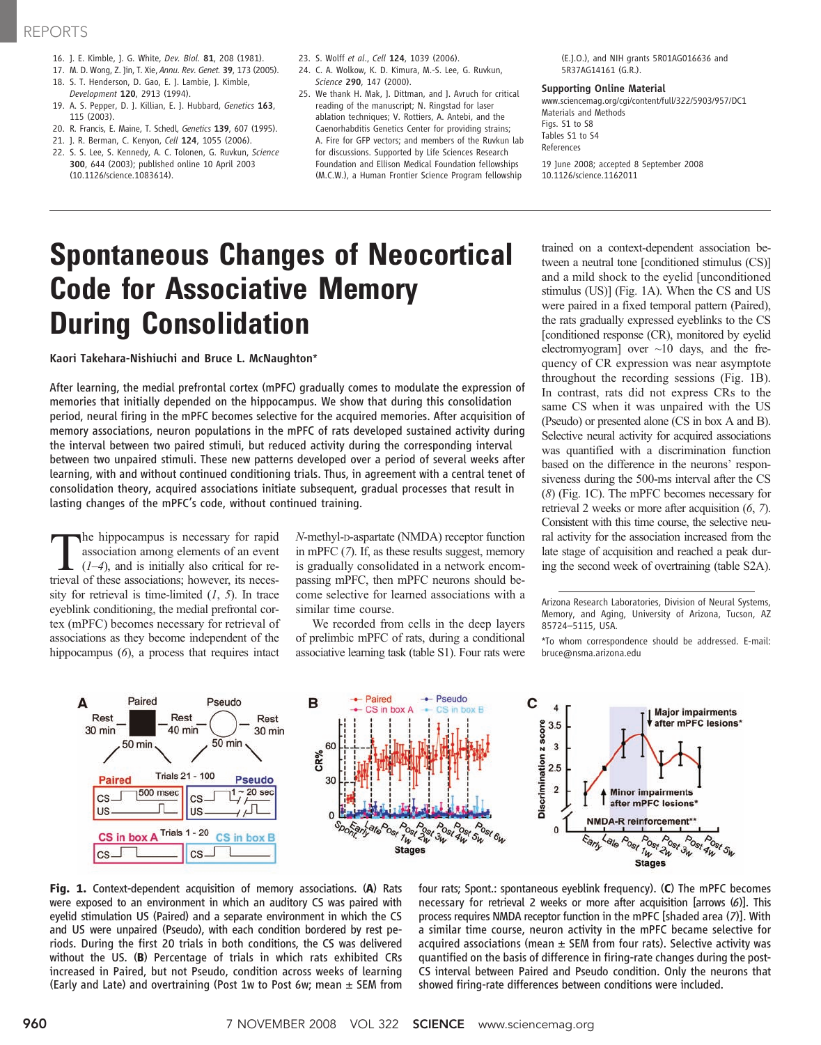16. J. E. Kimble, J. G. White, *Dev. Biol.* **81**, 208 (1981).
17. M. D. Wong, Z. Jin, T. Xie, *Annu. Rev. Genet.* **39**, 173 (2005).
18. S. T. Henderson, D. Gao, E. J. Lambie, J. Kimble, *Development* **120**, 2913 (1994).
19. A. S. Pepper, D. J. Killian, E. J. Hubbard, *Genetics* **163**, 115 (2003).
20. R. Francis, E. Maine, T. Schedl, *Genetics* **139**, 607 (1995).
21. J. R. Berman, C. Kenyon, *Cell* **124**, 1055 (2006).
22. S. S. Lee, S. Kennedy, A. C. Tolonen, G. Ruvkun, *Science* **300**, 644 (2003); published online 10 April 2003 (10.1126/science.1083614).
23. S. Wolff *et al.*, *Cell* **124**, 1039 (2006).
24. C. A. Wolkow, K. D. Kimura, M.-S. Lee, G. Ruvkun, *Science* **290**, 147 (2000).
25. We thank H. Mak, J. Dittman, and J. Avruch for critical reading of the manuscript; N. Ringstad for laser ablation techniques; V. Rottiers, A. Antebi, and the Caenorhabditis Genetics Center for providing strains; A. Fire for GFP vectors; and members of the Ruvkun lab for discussions. Supported by Life Sciences Research Foundation and Ellison Medical Foundation fellowships (M.C.W.), a Human Frontier Science Program fellowship (E.J.O.), and NIH grants 5R01AG016636 and 5R37AG14161 (G.R.).

**Supporting Online Material**
www.sciencemag.org/cgi/content/full/322/5903/957/DC1
Materials and Methods
Figs. S1 to S8
Tables S1 to S4
References

19 June 2008; accepted 8 September 2008
10.1126/science.1162011

# Spontaneous Changes of Neocortical Code for Associative Memory During Consolidation

**Kaori Takehara-Nishiuchi and Bruce L. McNaughton***

After learning, the medial prefrontal cortex (mPFC) gradually comes to modulate the expression of memories that initially depended on the hippocampus. We show that during this consolidation period, neural firing in the mPFC becomes selective for the acquired memories. After acquisition of memory associations, neuron populations in the mPFC of rats developed sustained activity during the interval between two paired stimuli, but reduced activity during the corresponding interval between two unpaired stimuli. These new patterns developed over a period of several weeks after learning, with and without continued conditioning trials. Thus, in agreement with a central tenet of consolidation theory, acquired associations initiate subsequent, gradual processes that result in lasting changes of the mPFC's code, without continued training.

The hippocampus is necessary for rapid association among elements of an event (*1*–*4*), and is initially also critical for retrieval of these associations; however, its necessity for retrieval is time-limited (*1*, *5*). In trace eyeblink conditioning, the medial prefrontal cortex (mPFC) becomes necessary for retrieval of associations as they become independent of the hippocampus (*6*), a process that requires intact *N*-methyl-D-aspartate (NMDA) receptor function in mPFC (*7*). If, as these results suggest, memory is gradually consolidated in a network encompassing mPFC, then mPFC neurons should become selective for learned associations with a similar time course.

We recorded from cells in the deep layers of prelimbic mPFC of rats, during a conditional associative learning task (table S1). Four rats were trained on a context-dependent association between a neutral tone [conditioned stimulus (CS)] and a mild shock to the eyelid [unconditioned stimulus (US)] (Fig. 1A). When the CS and US were paired in a fixed temporal pattern (Paired), the rats gradually expressed eyeblinks to the CS [conditioned response (CR), monitored by eyelid electromyogram] over ~10 days, and the frequency of CR expression was near asymptote throughout the recording sessions (Fig. 1B). In contrast, rats did not express CRs to the same CS when it was unpaired with the US (Pseudo) or presented alone (CS in box A and B). Selective neural activity for acquired associations was quantified with a discrimination function based on the difference in the neurons' responsiveness during the 500-ms interval after the CS (*8*) (Fig. 1C). The mPFC becomes necessary for retrieval 2 weeks or more after acquisition (*6*, *7*). Consistent with this time course, the selective neural activity for the association increased from the late stage of acquisition and reached a peak during the second week of overtraining (table S2A).

Arizona Research Laboratories, Division of Neural Systems, Memory, and Aging, University of Arizona, Tucson, AZ 85724–5115, USA.

*To whom correspondence should be addressed. E-mail: bruce@nsma.arizona.edu

A
Paired
Pseudo
Rest 30 min
Rest 40 min
Rest 30 min
50 min
50 min
Paired
Trials 21 - 100
Pseudo
CS
US
500 msec
CS
US
1 ~ 20 sec
CS in box A
Trials 1 - 20
CS in box B
CS
CS

B
Paired
Pseudo
CS in box A
CS in box B
CR%
60
30
0
Spont. Early Late Post 1w Post 2w Post 3w Post 4w Post 5w Post 6w
Stages

C
Discrimination z score
4
3.5
3
2.5
2
0
Major impairments after mPFC lesions*
Minor impairments after mPFC lesions*
NMDA-R reinforcement**
Early Late Post 1w Post 2w Post 3w Post 4w Post 5w
Stages

**Fig. 1.** Context-dependent acquisition of memory associations. (**A**) Rats were exposed to an environment in which an auditory CS was paired with eyelid stimulation US (Paired) and a separate environment in which the CS and US were unpaired (Pseudo), with each condition bordered by rest periods. During the first 20 trials in both conditions, the CS was delivered without the US. (**B**) Percentage of trials in which rats exhibited CRs increased in Paired, but not Pseudo, condition across weeks of learning (Early and Late) and overtraining (Post 1w to Post 6w; mean ± SEM from four rats; Spont.: spontaneous eyeblink frequency). (**C**) The mPFC becomes necessary for retrieval 2 weeks or more after acquisition [arrows (*6*)]. This process requires NMDA receptor function in the mPFC [shaded area (*7*)]. With a similar time course, neuron activity in the mPFC became selective for acquired associations (mean ± SEM from four rats). Selective activity was quantified on the basis of difference in firing-rate changes during the post-CS interval between Paired and Pseudo condition. Only the neurons that showed firing-rate differences between conditions were included.